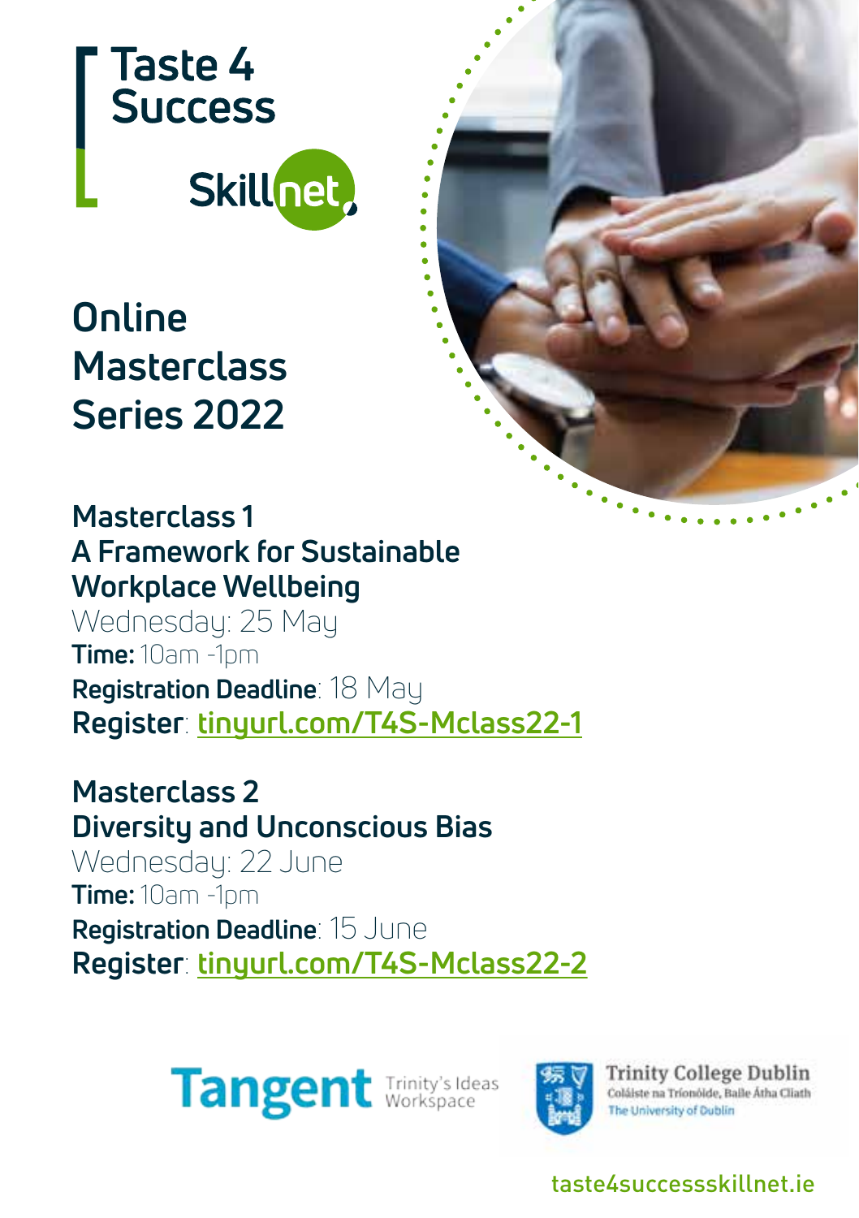# Taste 4 Success

Skillnet

## Online Masterclass Series 2022

### Masterclass 1
### A Framework for Sustainable Workplace Wellbeing

Wednesday: 25 May

**Time:** 10am -1pm

**Registration Deadline**: 18 May

**Register**: tinyurl.com/T4S-Mclass22-1

### Masterclass 2
### Diversity and Unconscious Bias

Wednesday: 22 June

**Time:** 10am -1pm

**Registration Deadline**: 15 June

**Register**: tinyurl.com/T4S-Mclass22-2

Tangent Trinity's Ideas Workspace

Trinity College Dublin
Coláiste na Tríonóide, Baile Átha Cliath
The University of Dublin

taste4successskillnet.ie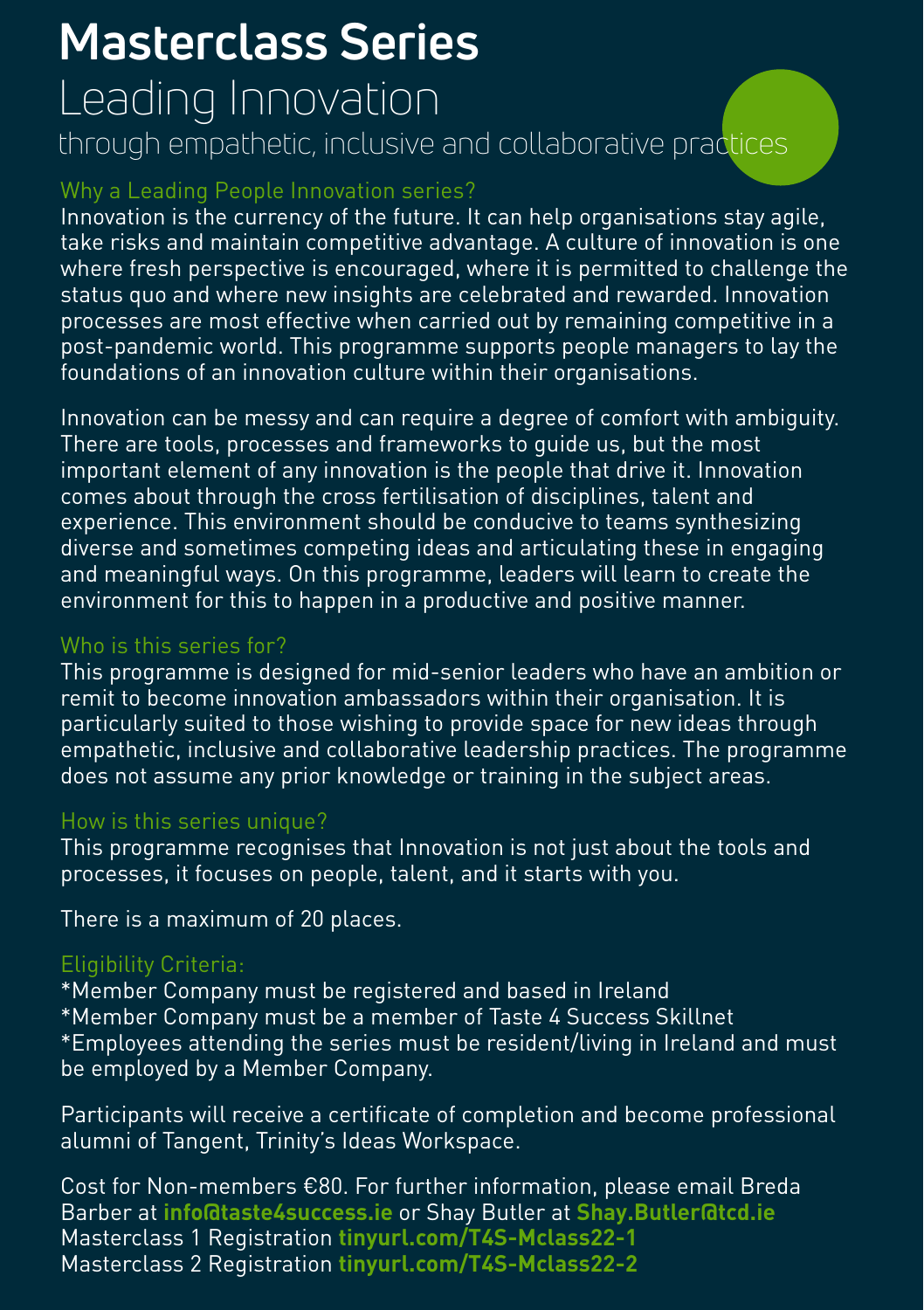# Masterclass Series

## Leading Innovation

### through empathetic, inclusive and collaborative practices

### Why a Leading People Innovation series?

Innovation is the currency of the future. It can help organisations stay agile, take risks and maintain competitive advantage. A culture of innovation is one where fresh perspective is encouraged, where it is permitted to challenge the status quo and where new insights are celebrated and rewarded. Innovation processes are most effective when carried out by remaining competitive in a post-pandemic world. This programme supports people managers to lay the foundations of an innovation culture within their organisations.

Innovation can be messy and can require a degree of comfort with ambiguity. There are tools, processes and frameworks to guide us, but the most important element of any innovation is the people that drive it. Innovation comes about through the cross fertilisation of disciplines, talent and experience. This environment should be conducive to teams synthesizing diverse and sometimes competing ideas and articulating these in engaging and meaningful ways. On this programme, leaders will learn to create the environment for this to happen in a productive and positive manner.

### Who is this series for?

This programme is designed for mid-senior leaders who have an ambition or remit to become innovation ambassadors within their organisation. It is particularly suited to those wishing to provide space for new ideas through empathetic, inclusive and collaborative leadership practices. The programme does not assume any prior knowledge or training in the subject areas.

### How is this series unique?

This programme recognises that Innovation is not just about the tools and processes, it focuses on people, talent, and it starts with you.

There is a maximum of 20 places.

### Eligibility Criteria:

*Member Company must be registered and based in Ireland
*Member Company must be a member of Taste 4 Success Skillnet
*Employees attending the series must be resident/living in Ireland and must be employed by a Member Company.

Participants will receive a certificate of completion and become professional alumni of Tangent, Trinity's Ideas Workspace.

Cost for Non-members €80. For further information, please email Breda Barber at **info@taste4success.ie** or Shay Butler at **Shay.Butler@tcd.ie**
Masterclass 1 Registration **tinyurl.com/T4S-Mclass22-1**
Masterclass 2 Registration **tinyurl.com/T4S-Mclass22-2**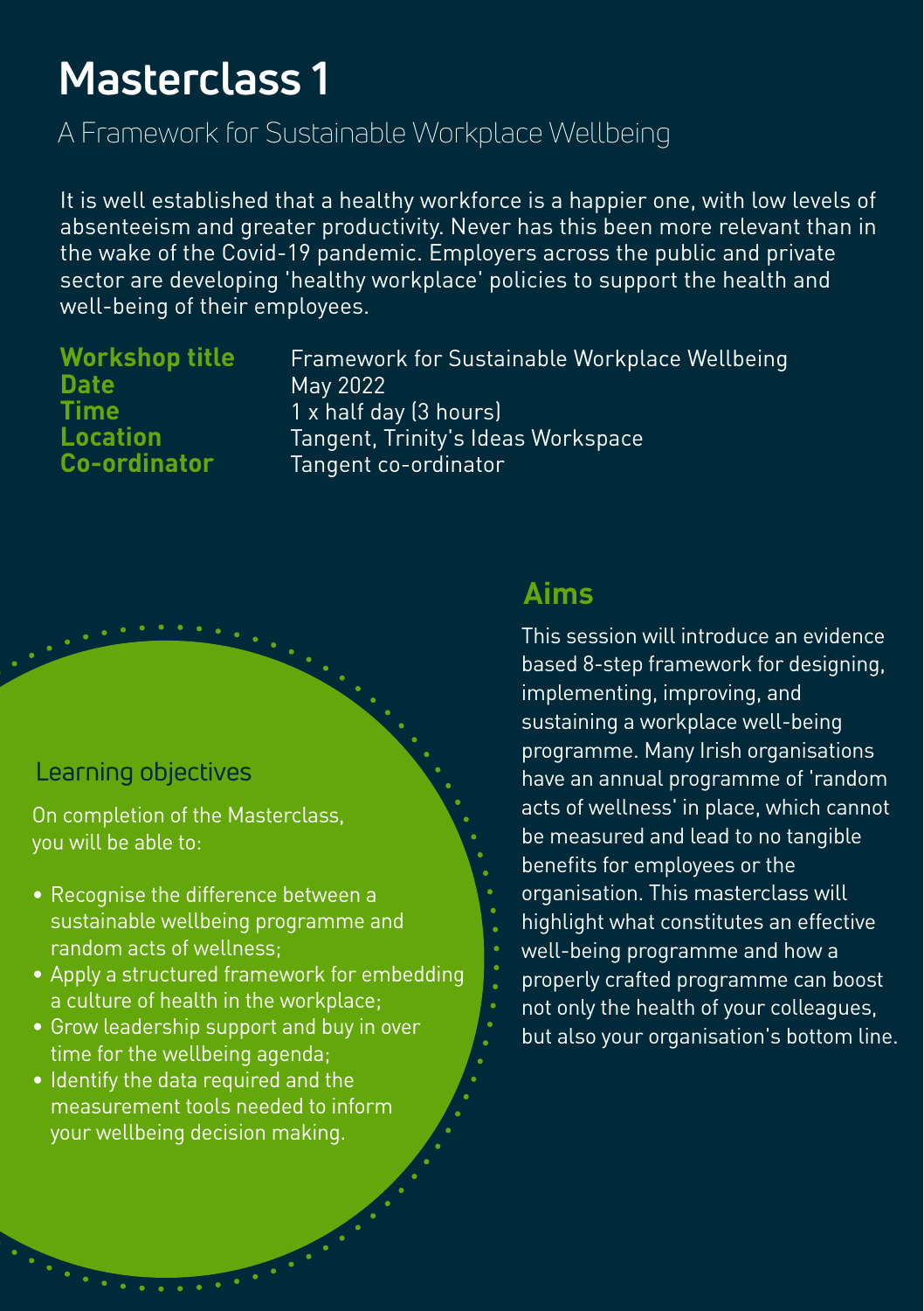# Masterclass 1

## A Framework for Sustainable Workplace Wellbeing

It is well established that a healthy workforce is a happier one, with low levels of absenteeism and greater productivity. Never has this been more relevant than in the wake of the Covid-19 pandemic. Employers across the public and private sector are developing 'healthy workplace' policies to support the health and well-being of their employees.

| | |
|---|---|
| **Workshop title** | Framework for Sustainable Workplace Wellbeing |
| **Date** | May 2022 |
| **Time** | 1 x half day (3 hours) |
| **Location** | Tangent, Trinity's Ideas Workspace |
| **Co-ordinator** | Tangent co-ordinator |

### Learning objectives

On completion of the Masterclass, you will be able to:

- Recognise the difference between a sustainable wellbeing programme and random acts of wellness;
- Apply a structured framework for embedding a culture of health in the workplace;
- Grow leadership support and buy in over time for the wellbeing agenda;
- Identify the data required and the measurement tools needed to inform your wellbeing decision making.

## Aims

This session will introduce an evidence based 8-step framework for designing, implementing, improving, and sustaining a workplace well-being programme. Many Irish organisations have an annual programme of 'random acts of wellness' in place, which cannot be measured and lead to no tangible benefits for employees or the organisation. This masterclass will highlight what constitutes an effective well-being programme and how a properly crafted programme can boost not only the health of your colleagues, but also your organisation's bottom line.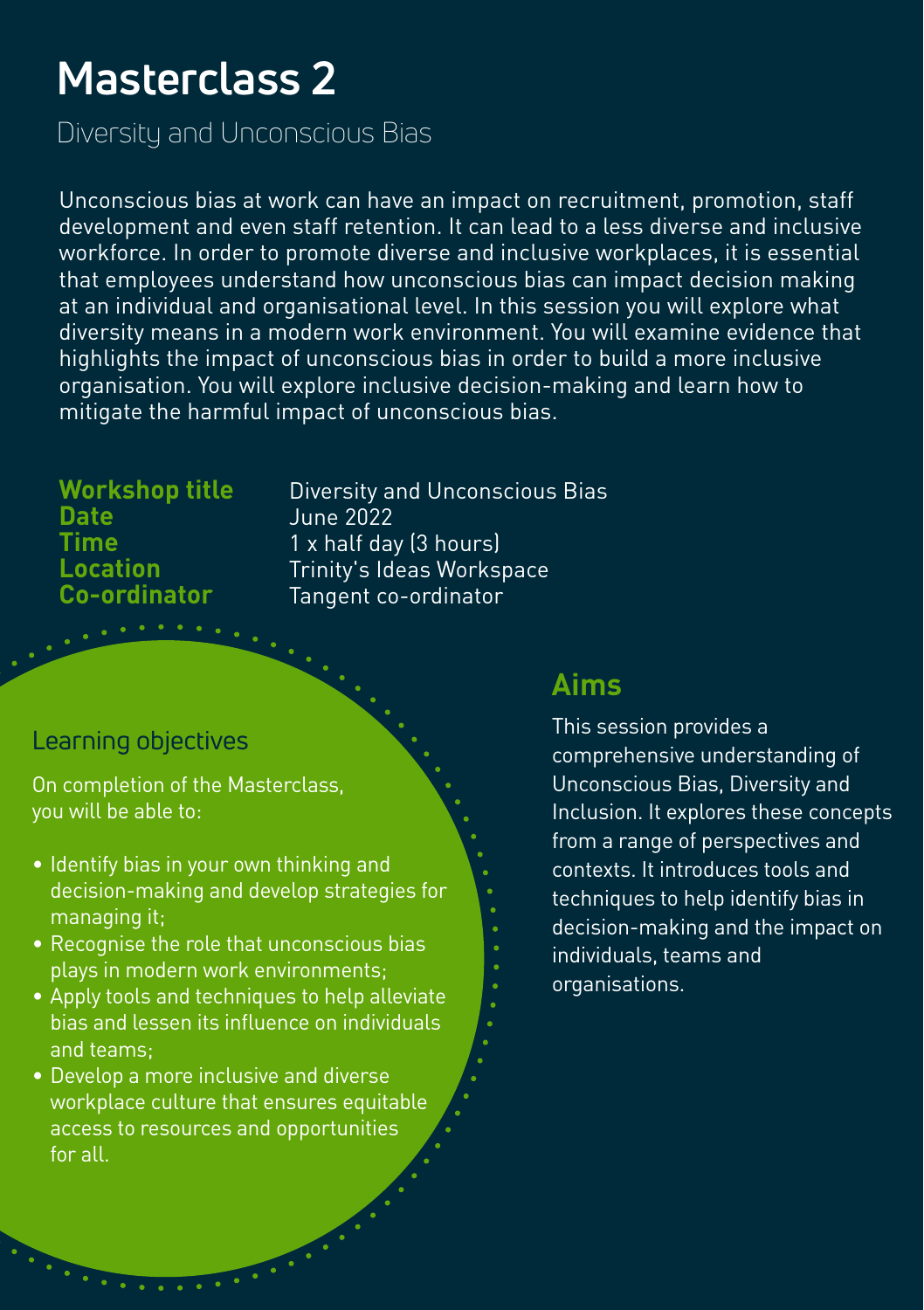# Masterclass 2

Diversity and Unconscious Bias

Unconscious bias at work can have an impact on recruitment, promotion, staff development and even staff retention. It can lead to a less diverse and inclusive workforce. In order to promote diverse and inclusive workplaces, it is essential that employees understand how unconscious bias can impact decision making at an individual and organisational level. In this session you will explore what diversity means in a modern work environment. You will examine evidence that highlights the impact of unconscious bias in order to build a more inclusive organisation. You will explore inclusive decision-making and learn how to mitigate the harmful impact of unconscious bias.

**Workshop title** Diversity and Unconscious Bias
**Date** June 2022
**Time** 1 x half day (3 hours)
**Location** Trinity's Ideas Workspace
**Co-ordinator** Tangent co-ordinator

## Learning objectives

On completion of the Masterclass, you will be able to:

- Identify bias in your own thinking and decision-making and develop strategies for managing it;
- Recognise the role that unconscious bias plays in modern work environments;
- Apply tools and techniques to help alleviate bias and lessen its influence on individuals and teams;
- Develop a more inclusive and diverse workplace culture that ensures equitable access to resources and opportunities for all.

## Aims

This session provides a comprehensive understanding of Unconscious Bias, Diversity and Inclusion. It explores these concepts from a range of perspectives and contexts. It introduces tools and techniques to help identify bias in decision-making and the impact on individuals, teams and organisations.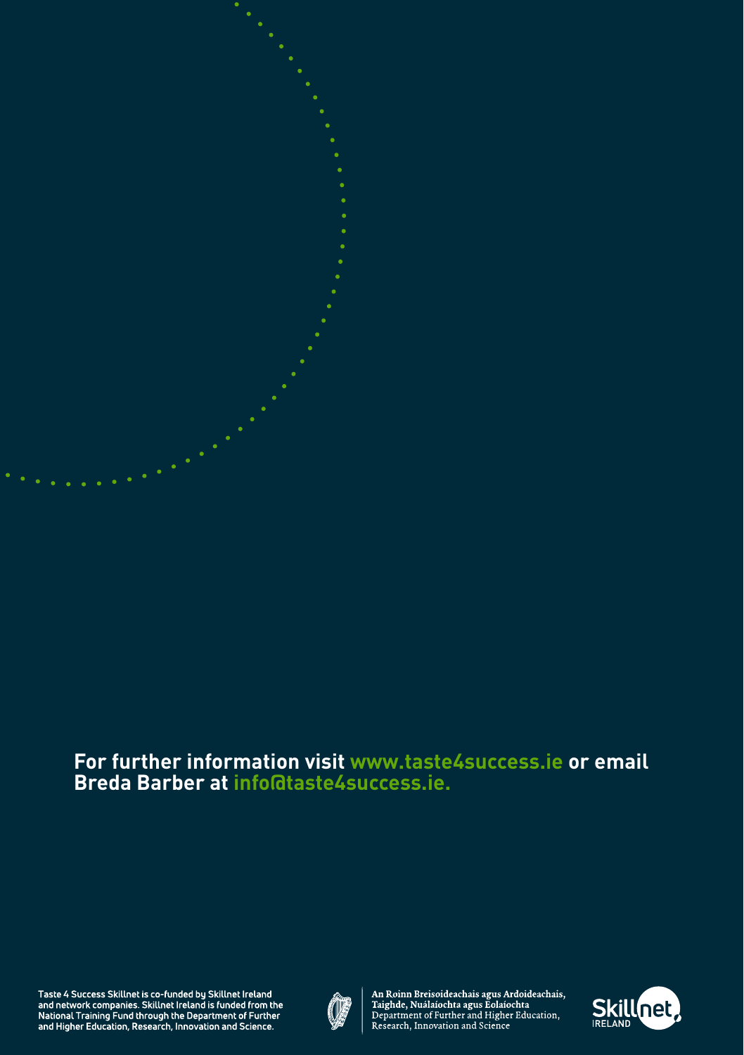**For further information visit www.taste4success.ie or email Breda Barber at info@taste4success.ie.**

Taste 4 Success Skillnet is co-funded by Skillnet Ireland and network companies. Skillnet Ireland is funded from the National Training Fund through the Department of Further and Higher Education, Research, Innovation and Science.

An Roinn Breisoideachais agus Ardoideachais, Taighde, Nuálaíochta agus Eolaíochta
Department of Further and Higher Education, Research, Innovation and Science

Skillnet IRELAND